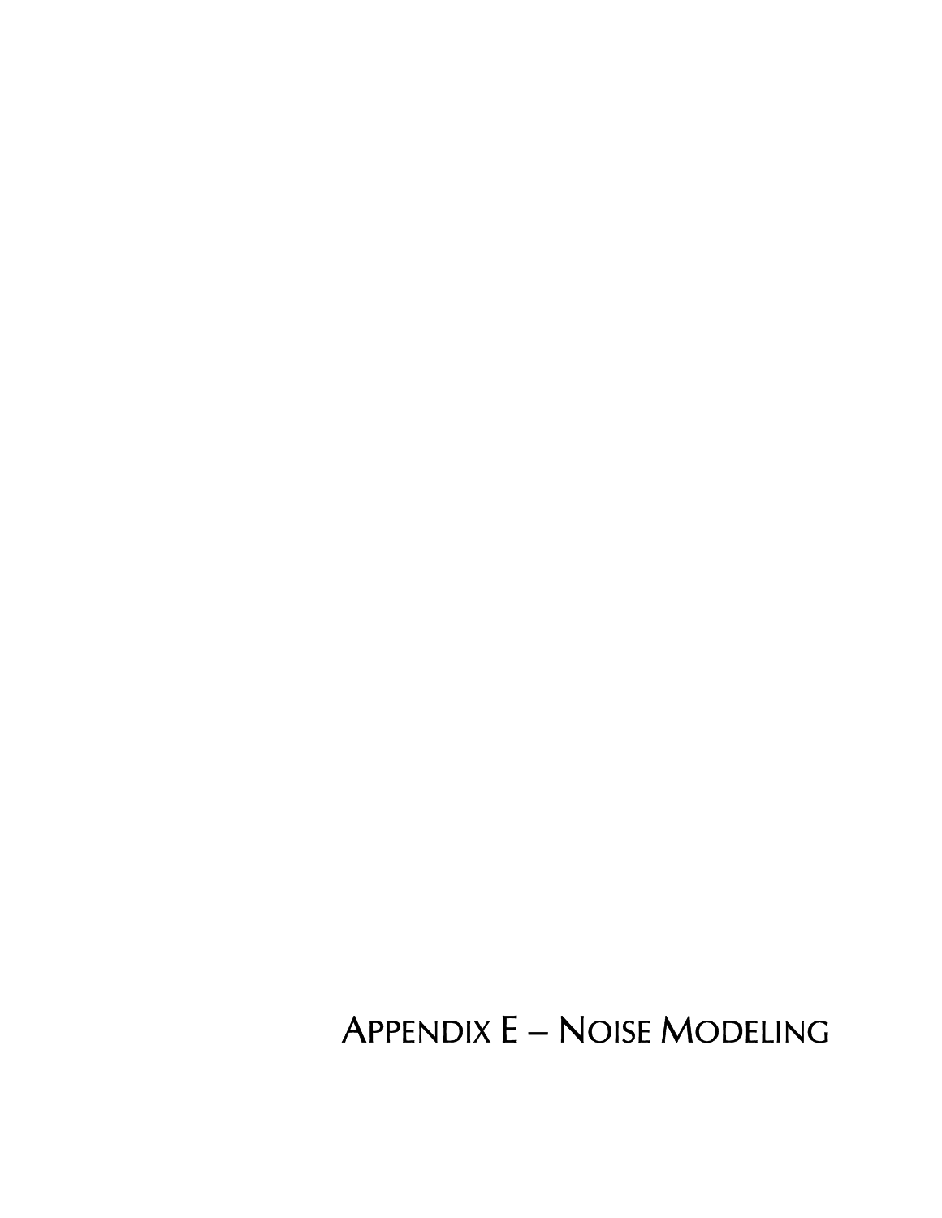# Appendix E – Noise Modeling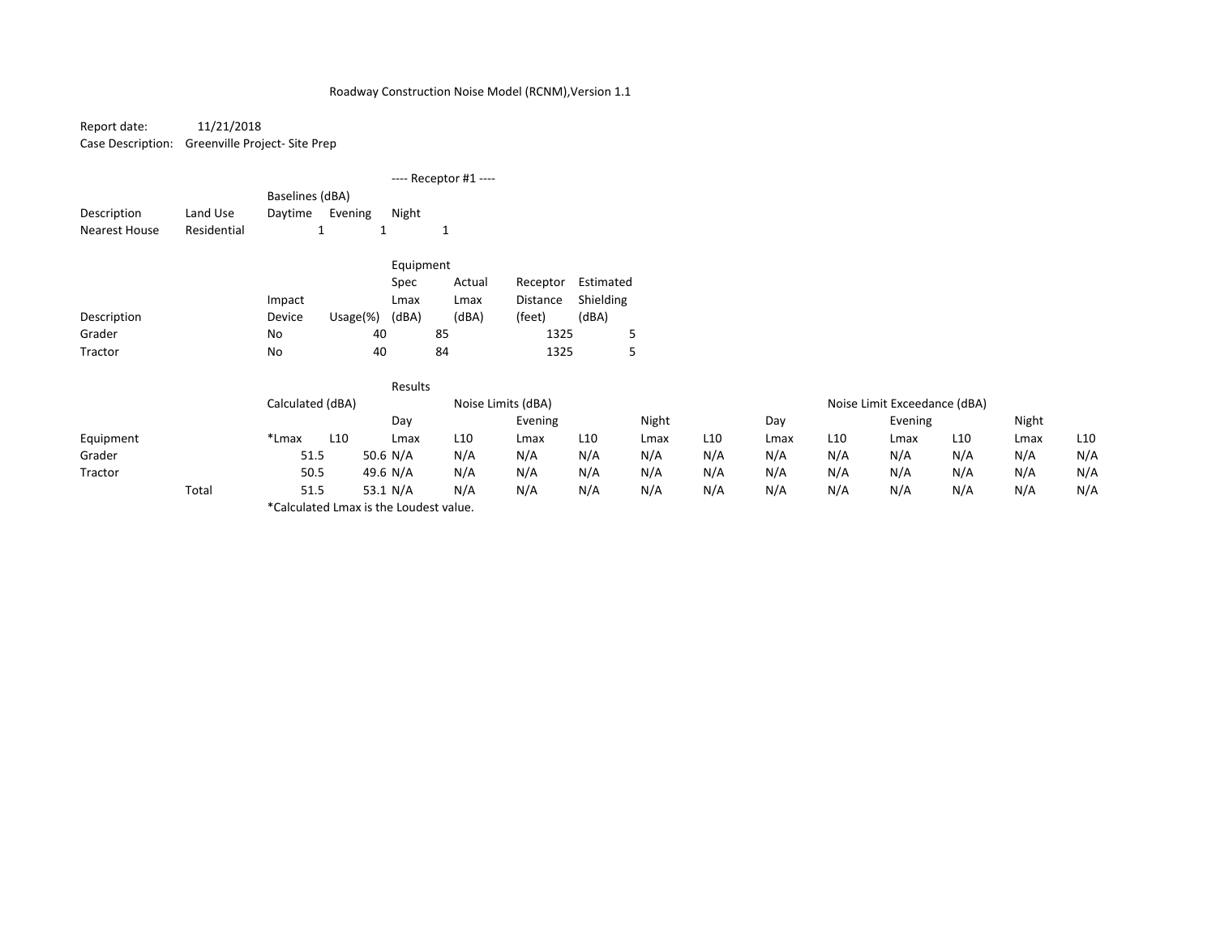Roadway Construction Noise Model (RCNM),Version 1.1

Report date: 11/21/2018
Case Description: Greenville Project- Site Prep

---- Receptor #1 ----

| | | Baselines (dBA) | | |
|---|---|---|---|---|
| Description | Land Use | Daytime | Evening | Night |
| Nearest House | Residential | 1 | 1 | 1 |

| | Impact | | Equipment Spec Lmax | Actual Lmax | Receptor Distance | Estimated Shielding |
|---|---|---|---|---|---|---|
| Description | Device | Usage(%) | (dBA) | (dBA) | (feet) | (dBA) |
| Grader | No | 40 | 85 | | 1325 | 5 |
| Tractor | No | 40 | 84 | | 1325 | 5 |

Results

| | | Calculated (dBA) | | Noise Limits (dBA) | | | | | | Noise Limit Exceedance (dBA) | | | | | |
|---|---|---|---|---|---|---|---|---|---|---|---|---|---|---|---|
| | | | | Day | | Evening | | Night | | Day | | Evening | | Night | |
| Equipment | | *Lmax | L10 | Lmax | L10 | Lmax | L10 | Lmax | L10 | Lmax | L10 | Lmax | L10 | Lmax | L10 |
| Grader | | 51.5 | 50.6 | N/A | N/A | N/A | N/A | N/A | N/A | N/A | N/A | N/A | N/A | N/A | N/A |
| Tractor | | 50.5 | 49.6 | N/A | N/A | N/A | N/A | N/A | N/A | N/A | N/A | N/A | N/A | N/A | N/A |
| | Total | 51.5 | 53.1 | N/A | N/A | N/A | N/A | N/A | N/A | N/A | N/A | N/A | N/A | N/A | N/A |

*Calculated Lmax is the Loudest value.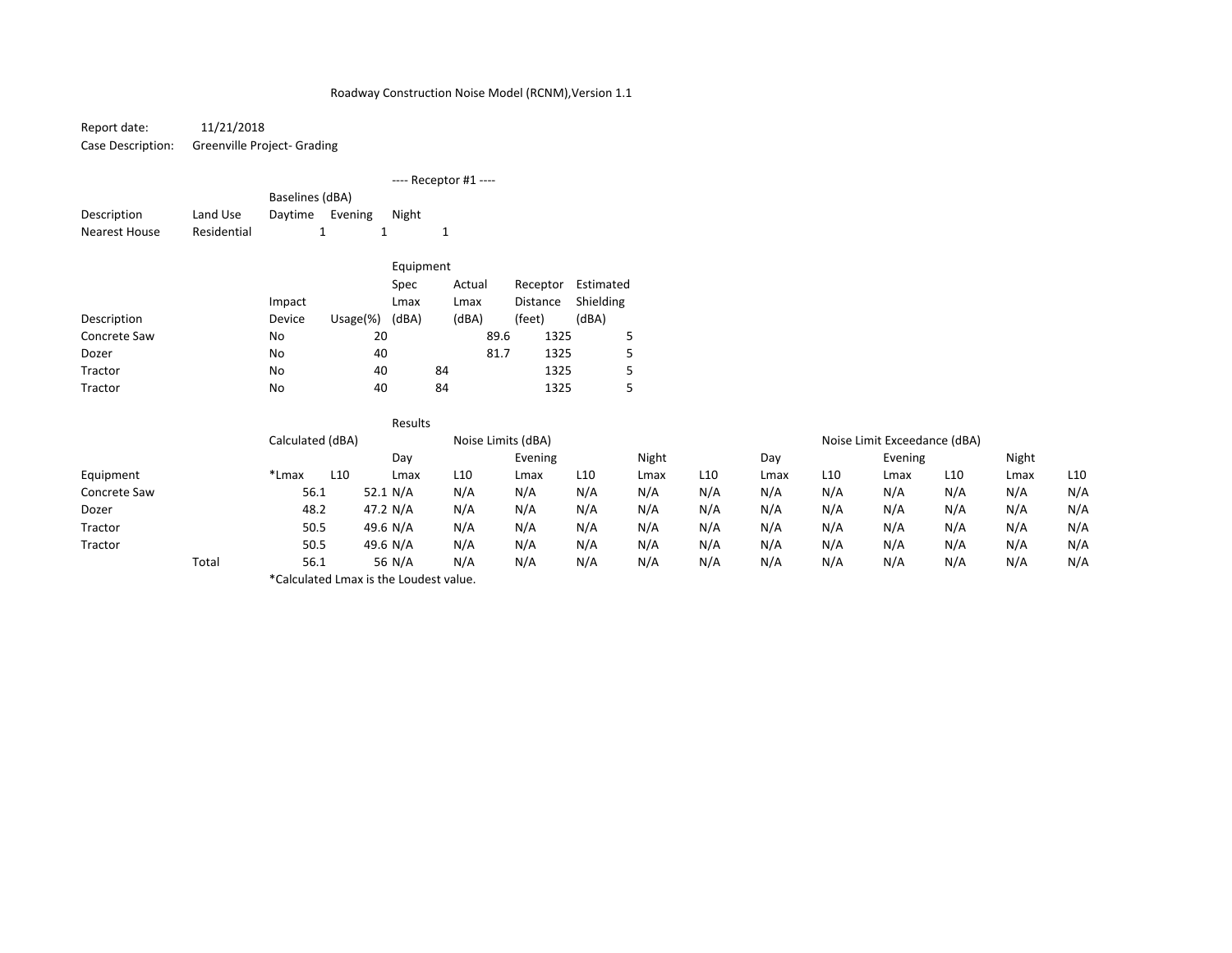Roadway Construction Noise Model (RCNM),Version 1.1

Report date: 11/21/2018
Case Description: Greenville Project- Grading

---- Receptor #1 ----

| Description | Land Use | Baselines (dBA) Daytime | Evening | Night |
|---|---|---|---|---|
| Nearest House | Residential | 1 | 1 | 1 |

| Description | Impact Device | Usage(%) | Equipment Spec Lmax (dBA) | Actual Lmax (dBA) | Receptor Distance (feet) | Estimated Shielding (dBA) |
|---|---|---|---|---|---|---|
| Concrete Saw | No | 20 | | 89.6 | 1325 | 5 |
| Dozer | No | 40 | | 81.7 | 1325 | 5 |
| Tractor | No | 40 | 84 | | 1325 | 5 |
| Tractor | No | 40 | 84 | | 1325 | 5 |

Results

| | | Calculated (dBA) | | Noise Limits (dBA) | | | | | | Noise Limit Exceedance (dBA) | | | | | |
|---|---|---|---|---|---|---|---|---|---|---|---|---|---|---|---|
| | | | | Day | | Evening | | Night | | Day | | Evening | | Night | |
| Equipment | | *Lmax | L10 | Lmax | L10 | Lmax | L10 | Lmax | L10 | Lmax | L10 | Lmax | L10 | Lmax | L10 |
| Concrete Saw | | 56.1 | 52.1 | N/A | N/A | N/A | N/A | N/A | N/A | N/A | N/A | N/A | N/A | N/A | N/A |
| Dozer | | 48.2 | 47.2 | N/A | N/A | N/A | N/A | N/A | N/A | N/A | N/A | N/A | N/A | N/A | N/A |
| Tractor | | 50.5 | 49.6 | N/A | N/A | N/A | N/A | N/A | N/A | N/A | N/A | N/A | N/A | N/A | N/A |
| Tractor | | 50.5 | 49.6 | N/A | N/A | N/A | N/A | N/A | N/A | N/A | N/A | N/A | N/A | N/A | N/A |
| | Total | 56.1 | 56 | N/A | N/A | N/A | N/A | N/A | N/A | N/A | N/A | N/A | N/A | N/A | N/A |

*Calculated Lmax is the Loudest value.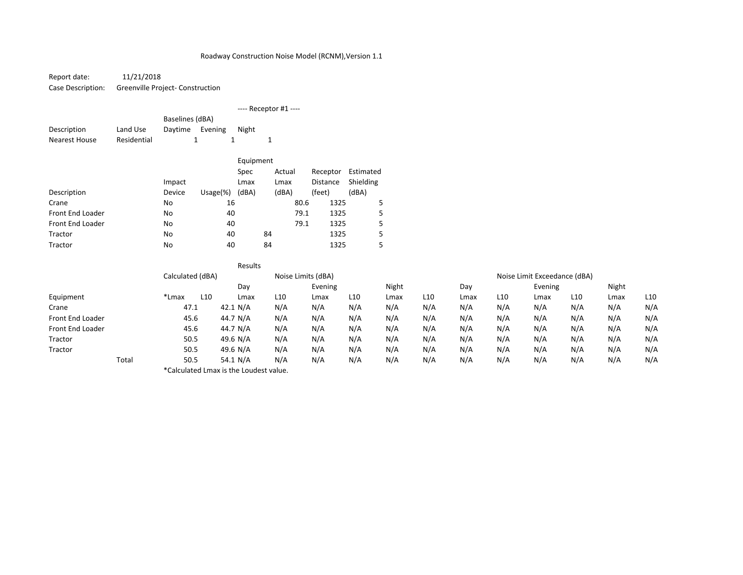Roadway Construction Noise Model (RCNM),Version 1.1

Report date: 11/21/2018
Case Description: Greenville Project- Construction

---- Receptor #1 ----

| Description | Land Use | Baselines (dBA) Daytime | Evening | Night |
|---|---|---|---|---|
| Nearest House | Residential | 1 | 1 | 1 |

| Description | Impact Device | Usage(%) | Equipment Spec Lmax (dBA) | Actual Lmax (dBA) | Receptor Distance (feet) | Estimated Shielding (dBA) |
|---|---|---|---|---|---|---|
| Crane | No | 16 | | 80.6 | 1325 | 5 |
| Front End Loader | No | 40 | | 79.1 | 1325 | 5 |
| Front End Loader | No | 40 | | 79.1 | 1325 | 5 |
| Tractor | No | 40 | 84 | | 1325 | 5 |
| Tractor | No | 40 | 84 | | 1325 | 5 |

Results

| | | Calculated (dBA) | | Noise Limits (dBA) | | | | | | Noise Limit Exceedance (dBA) | | | | | |
|---|---|---|---|---|---|---|---|---|---|---|---|---|---|---|---|
| | | | | Day | | Evening | | Night | | Day | | Evening | | Night | |
| Equipment | | *Lmax | L10 | Lmax | L10 | Lmax | L10 | Lmax | L10 | Lmax | L10 | Lmax | L10 | Lmax | L10 |
| Crane | | 47.1 | 42.1 | N/A | N/A | N/A | N/A | N/A | N/A | N/A | N/A | N/A | N/A | N/A | N/A |
| Front End Loader | | 45.6 | 44.7 | N/A | N/A | N/A | N/A | N/A | N/A | N/A | N/A | N/A | N/A | N/A | N/A |
| Front End Loader | | 45.6 | 44.7 | N/A | N/A | N/A | N/A | N/A | N/A | N/A | N/A | N/A | N/A | N/A | N/A |
| Tractor | | 50.5 | 49.6 | N/A | N/A | N/A | N/A | N/A | N/A | N/A | N/A | N/A | N/A | N/A | N/A |
| Tractor | | 50.5 | 49.6 | N/A | N/A | N/A | N/A | N/A | N/A | N/A | N/A | N/A | N/A | N/A | N/A |
| | Total | 50.5 | 54.1 | N/A | N/A | N/A | N/A | N/A | N/A | N/A | N/A | N/A | N/A | N/A | N/A |

*Calculated Lmax is the Loudest value.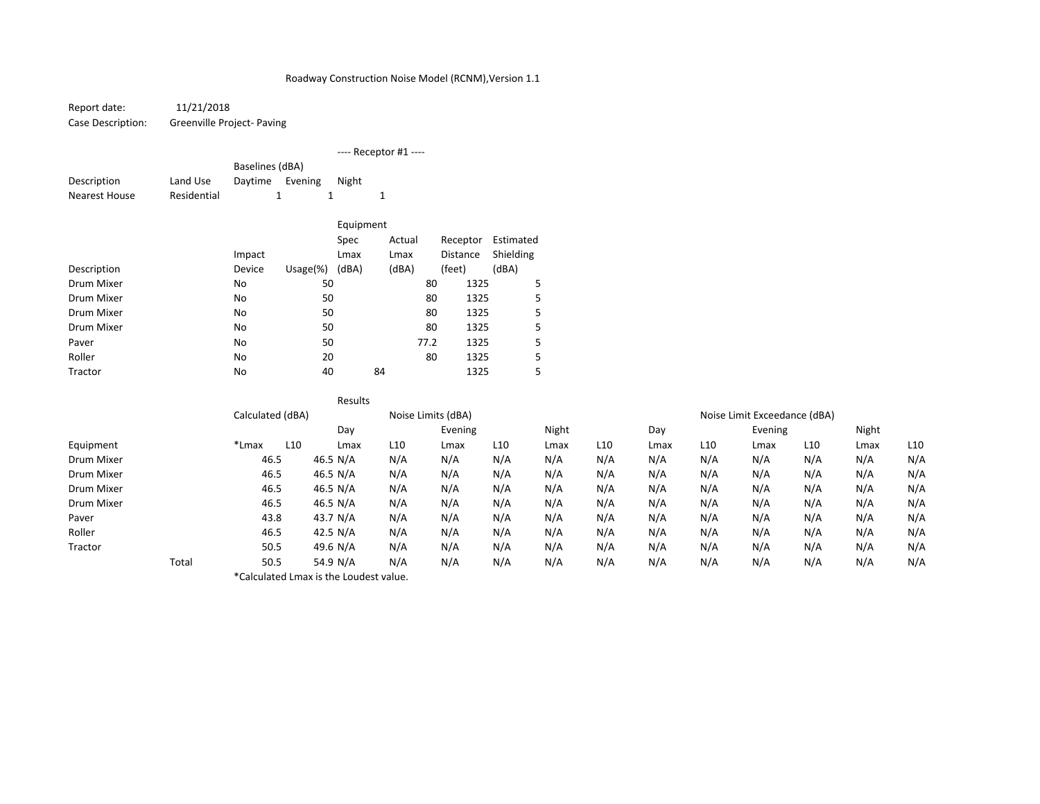Roadway Construction Noise Model (RCNM),Version 1.1

Report date: 11/21/2018
Case Description: Greenville Project- Paving

---- Receptor #1 ----

| Description | Land Use | Baselines (dBA) Daytime | Evening | Night |
|---|---|---|---|---|
| Nearest House | Residential | 1 | 1 | 1 |

| Description | Impact Device | Usage(%) | Spec Lmax (dBA) | Actual Lmax (dBA) | Receptor Distance (feet) | Estimated Shielding (dBA) |
|---|---|---|---|---|---|---|
| Drum Mixer | No | 50 | | 80 | 1325 | 5 |
| Drum Mixer | No | 50 | | 80 | 1325 | 5 |
| Drum Mixer | No | 50 | | 80 | 1325 | 5 |
| Drum Mixer | No | 50 | | 80 | 1325 | 5 |
| Paver | No | 50 | | 77.2 | 1325 | 5 |
| Roller | No | 20 | | 80 | 1325 | 5 |
| Tractor | No | 40 | 84 | | 1325 | 5 |

Results

| | | Calculated (dBA) | | Noise Limits (dBA) | | | | | | Noise Limit Exceedance (dBA) | | | | | |
|---|---|---|---|---|---|---|---|---|---|---|---|---|---|---|---|
| | | | | Day | | Evening | | Night | | Day | | Evening | | Night | |
| Equipment | | *Lmax | L10 | Lmax | L10 | Lmax | L10 | Lmax | L10 | Lmax | L10 | Lmax | L10 | Lmax | L10 |
| Drum Mixer | | 46.5 | 46.5 | N/A | N/A | N/A | N/A | N/A | N/A | N/A | N/A | N/A | N/A | N/A | N/A |
| Drum Mixer | | 46.5 | 46.5 | N/A | N/A | N/A | N/A | N/A | N/A | N/A | N/A | N/A | N/A | N/A | N/A |
| Drum Mixer | | 46.5 | 46.5 | N/A | N/A | N/A | N/A | N/A | N/A | N/A | N/A | N/A | N/A | N/A | N/A |
| Drum Mixer | | 46.5 | 46.5 | N/A | N/A | N/A | N/A | N/A | N/A | N/A | N/A | N/A | N/A | N/A | N/A |
| Paver | | 43.8 | 43.7 | N/A | N/A | N/A | N/A | N/A | N/A | N/A | N/A | N/A | N/A | N/A | N/A |
| Roller | | 46.5 | 42.5 | N/A | N/A | N/A | N/A | N/A | N/A | N/A | N/A | N/A | N/A | N/A | N/A |
| Tractor | | 50.5 | 49.6 | N/A | N/A | N/A | N/A | N/A | N/A | N/A | N/A | N/A | N/A | N/A | N/A |
| | Total | 50.5 | 54.9 | N/A | N/A | N/A | N/A | N/A | N/A | N/A | N/A | N/A | N/A | N/A | N/A |

*Calculated Lmax is the Loudest value.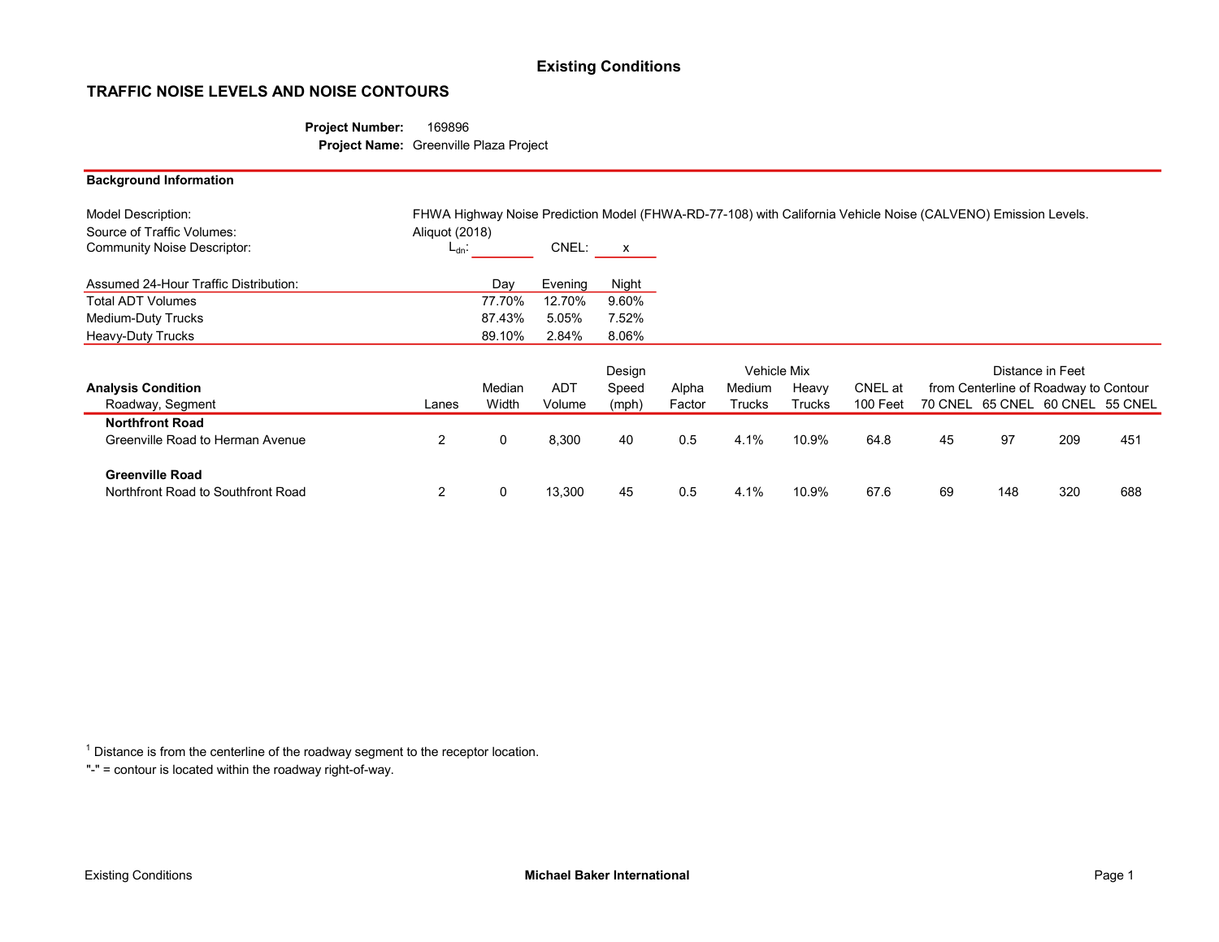## Existing Conditions

### TRAFFIC NOISE LEVELS AND NOISE CONTOURS

**Project Number:** 169896
**Project Name:** Greenville Plaza Project

**Background Information**

Model Description: FHWA Highway Noise Prediction Model (FHWA-RD-77-108) with California Vehicle Noise (CALVENO) Emission Levels.
Source of Traffic Volumes: Aliquot (2018)
Community Noise Descriptor: $L_{dn}$: ____ CNEL: x

| Assumed 24-Hour Traffic Distribution: | Day | Evening | Night |
|---|---|---|---|
| Total ADT Volumes | 77.70% | 12.70% | 9.60% |
| Medium-Duty Trucks | 87.43% | 5.05% | 7.52% |
| Heavy-Duty Trucks | 89.10% | 2.84% | 8.06% |

| Analysis Condition | | | | Design | | Vehicle Mix | | | Distance in Feet from Centerline of Roadway to Contour | | | |
|---|---|---|---|---|---|---|---|---|---|---|---|---|
| Roadway, Segment | Lanes | Median Width | ADT Volume | Speed (mph) | Alpha Factor | Medium Trucks | Heavy Trucks | CNEL at 100 Feet | 70 CNEL | 65 CNEL | 60 CNEL | 55 CNEL |
| **Northfront Road** | | | | | | | | | | | | |
| Greenville Road to Herman Avenue | 2 | 0 | 8,300 | 40 | 0.5 | 4.1% | 10.9% | 64.8 | 45 | 97 | 209 | 451 |
| **Greenville Road** | | | | | | | | | | | | |
| Northfront Road to Southfront Road | 2 | 0 | 13,300 | 45 | 0.5 | 4.1% | 10.9% | 67.6 | 69 | 148 | 320 | 688 |

[1] Distance is from the centerline of the roadway segment to the receptor location.

"-" = contour is located within the roadway right-of-way.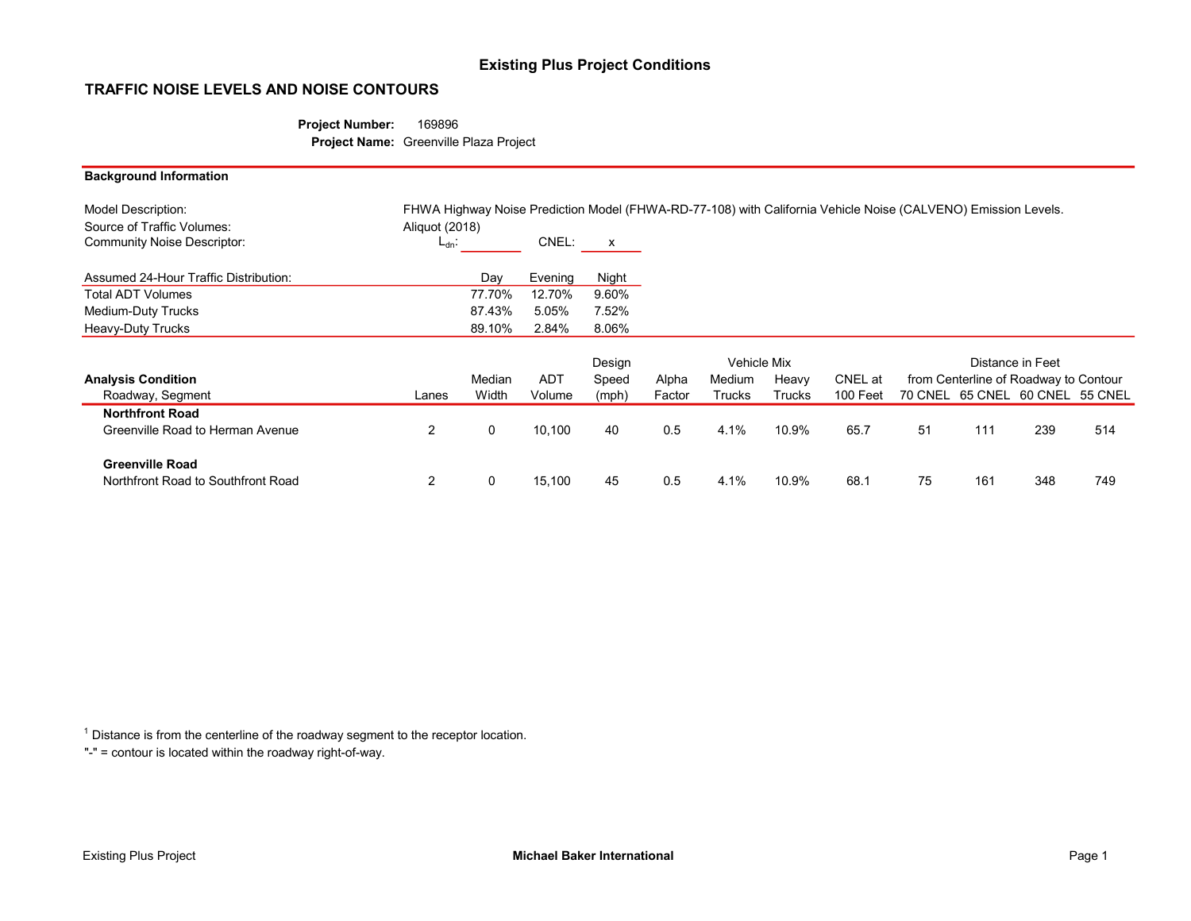# Existing Plus Project Conditions

## TRAFFIC NOISE LEVELS AND NOISE CONTOURS

**Project Number:** 169896
**Project Name:** Greenville Plaza Project

**Background Information**

Model Description: FHWA Highway Noise Prediction Model (FHWA-RD-77-108) with California Vehicle Noise (CALVENO) Emission Levels.
Source of Traffic Volumes: Aliquot (2018)
Community Noise Descriptor: $L_{dn}$: ______ CNEL: x

| Assumed 24-Hour Traffic Distribution: | Day | Evening | Night |
|---|---|---|---|
| Total ADT Volumes | 77.70% | 12.70% | 9.60% |
| Medium-Duty Trucks | 87.43% | 5.05% | 7.52% |
| Heavy-Duty Trucks | 89.10% | 2.84% | 8.06% |

| Analysis Condition | | | | Design | | Vehicle Mix | | | Distance in Feet from Centerline of Roadway to Contour | | | |
|---|---|---|---|---|---|---|---|---|---|---|---|---|
| Roadway, Segment | Lanes | Median Width | ADT Volume | Speed (mph) | Alpha Factor | Medium Trucks | Heavy Trucks | CNEL at 100 Feet | 70 CNEL | 65 CNEL | 60 CNEL | 55 CNEL |
| **Northfront Road** | | | | | | | | | | | | |
| Greenville Road to Herman Avenue | 2 | 0 | 10,100 | 40 | 0.5 | 4.1% | 10.9% | 65.7 | 51 | 111 | 239 | 514 |
| **Greenville Road** | | | | | | | | | | | | |
| Northfront Road to Southfront Road | 2 | 0 | 15,100 | 45 | 0.5 | 4.1% | 10.9% | 68.1 | 75 | 161 | 348 | 749 |

[1] Distance is from the centerline of the roadway segment to the receptor location.
"-" = contour is located within the roadway right-of-way.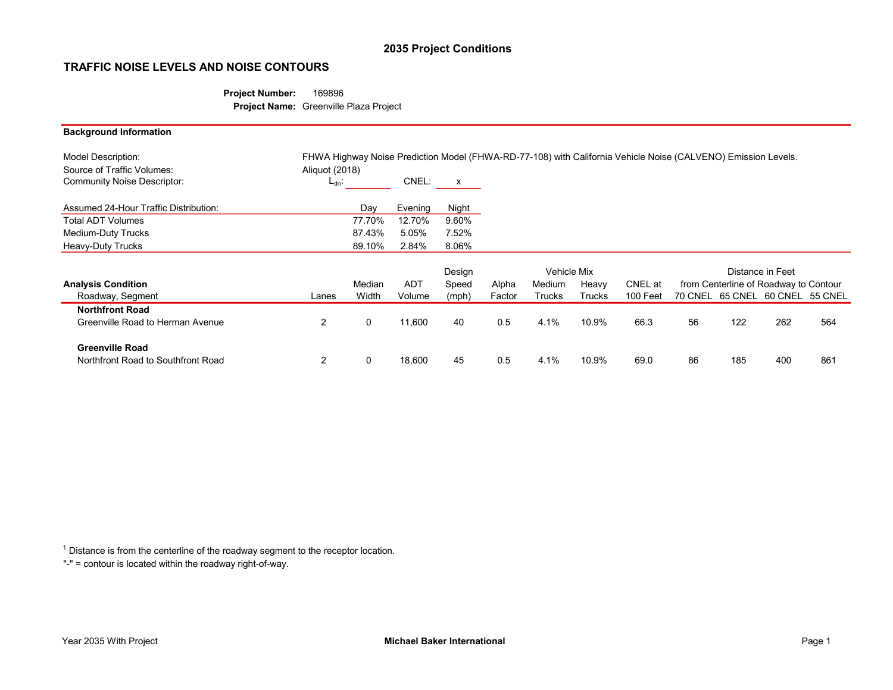## 2035 Project Conditions

### TRAFFIC NOISE LEVELS AND NOISE CONTOURS

**Project Number:** 169896
**Project Name:** Greenville Plaza Project

**Background Information**

Model Description: FHWA Highway Noise Prediction Model (FHWA-RD-77-108) with California Vehicle Noise (CALVENO) Emission Levels.
Source of Traffic Volumes: Aliquot (2018)
Community Noise Descriptor: $L_{dn}$: ______ CNEL: x

| Assumed 24-Hour Traffic Distribution: | Day | Evening | Night |
|---|---|---|---|
| Total ADT Volumes | 77.70% | 12.70% | 9.60% |
| Medium-Duty Trucks | 87.43% | 5.05% | 7.52% |
| Heavy-Duty Trucks | 89.10% | 2.84% | 8.06% |

| Analysis Condition | | | | Design | | Vehicle Mix | | | Distance in Feet from Centerline of Roadway to Contour | | | |
|---|---|---|---|---|---|---|---|---|---|---|---|---|
| Roadway, Segment | Lanes | Median Width | ADT Volume | Speed (mph) | Alpha Factor | Medium Trucks | Heavy Trucks | CNEL at 100 Feet | 70 CNEL | 65 CNEL | 60 CNEL | 55 CNEL |
| **Northfront Road** | | | | | | | | | | | | |
| Greenville Road to Herman Avenue | 2 | 0 | 11,600 | 40 | 0.5 | 4.1% | 10.9% | 66.3 | 56 | 122 | 262 | 564 |
| **Greenville Road** | | | | | | | | | | | | |
| Northfront Road to Southfront Road | 2 | 0 | 18,600 | 45 | 0.5 | 4.1% | 10.9% | 69.0 | 86 | 185 | 400 | 861 |

[1] Distance is from the centerline of the roadway segment to the receptor location.
"-" = contour is located within the roadway right-of-way.

Year 2035 With Project — **Michael Baker International**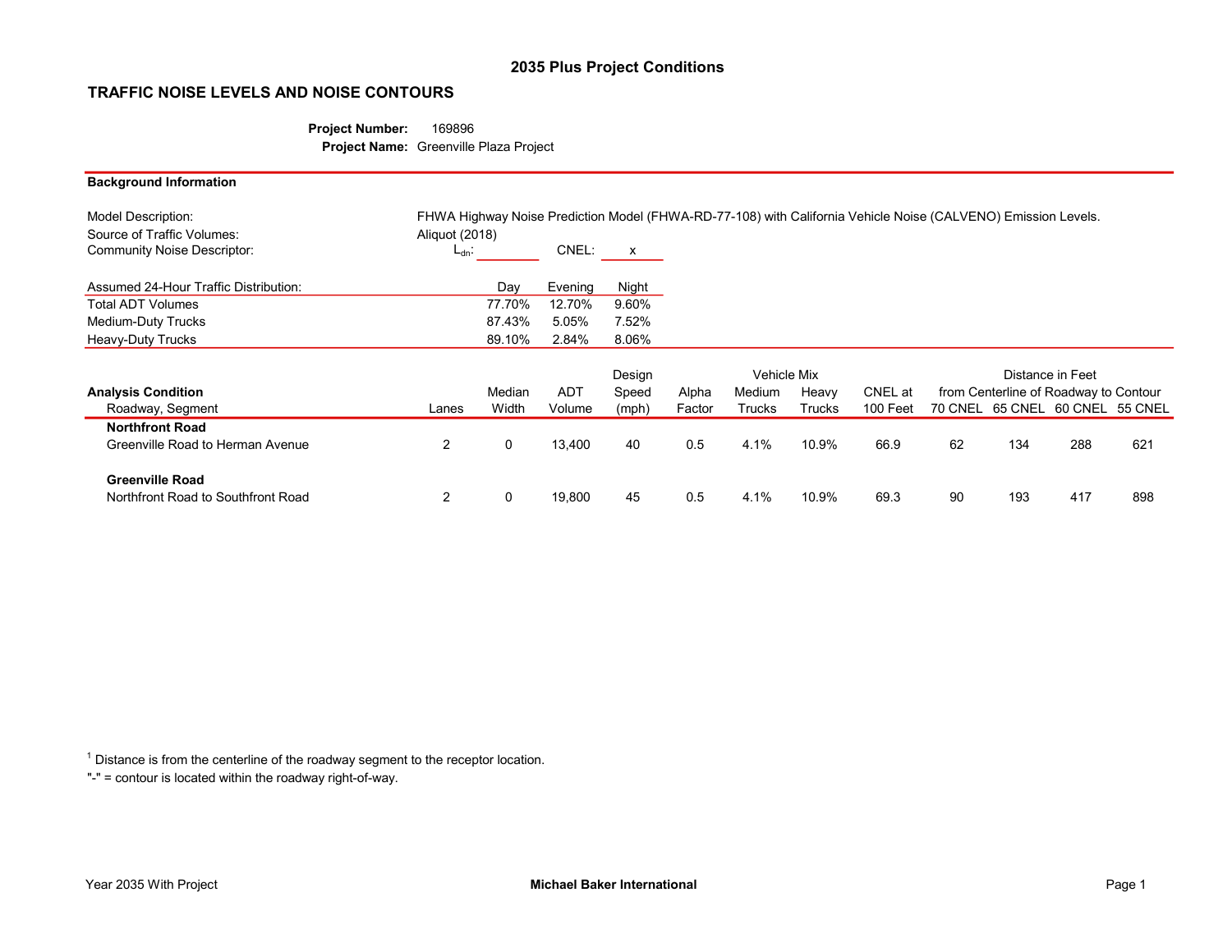## 2035 Plus Project Conditions

### TRAFFIC NOISE LEVELS AND NOISE CONTOURS

**Project Number:** 169896
**Project Name:** Greenville Plaza Project

**Background Information**

Model Description: FHWA Highway Noise Prediction Model (FHWA-RD-77-108) with California Vehicle Noise (CALVENO) Emission Levels.
Source of Traffic Volumes: Aliquot (2018)
Community Noise Descriptor: $L_{dn}$: ______ CNEL: x

| Assumed 24-Hour Traffic Distribution: | Day | Evening | Night |
|---|---|---|---|
| Total ADT Volumes | 77.70% | 12.70% | 9.60% |
| Medium-Duty Trucks | 87.43% | 5.05% | 7.52% |
| Heavy-Duty Trucks | 89.10% | 2.84% | 8.06% |

| Analysis Condition<br>Roadway, Segment | Lanes | Median Width | ADT Volume | Design Speed (mph) | Alpha Factor | Vehicle Mix<br>Medium Trucks | <br>Heavy Trucks | CNEL at 100 Feet | Distance in Feet from Centerline of Roadway to Contour<br>70 CNEL | <br>65 CNEL | <br>60 CNEL | <br>55 CNEL |
|---|---|---|---|---|---|---|---|---|---|---|---|---|
| **Northfront Road** | | | | | | | | | | | | |
| Greenville Road to Herman Avenue | 2 | 0 | 13,400 | 40 | 0.5 | 4.1% | 10.9% | 66.9 | 62 | 134 | 288 | 621 |
| **Greenville Road** | | | | | | | | | | | | |
| Northfront Road to Southfront Road | 2 | 0 | 19,800 | 45 | 0.5 | 4.1% | 10.9% | 69.3 | 90 | 193 | 417 | 898 |

[1] Distance is from the centerline of the roadway segment to the receptor location.
"-" = contour is located within the roadway right-of-way.

Year 2035 With Project
**Michael Baker International**